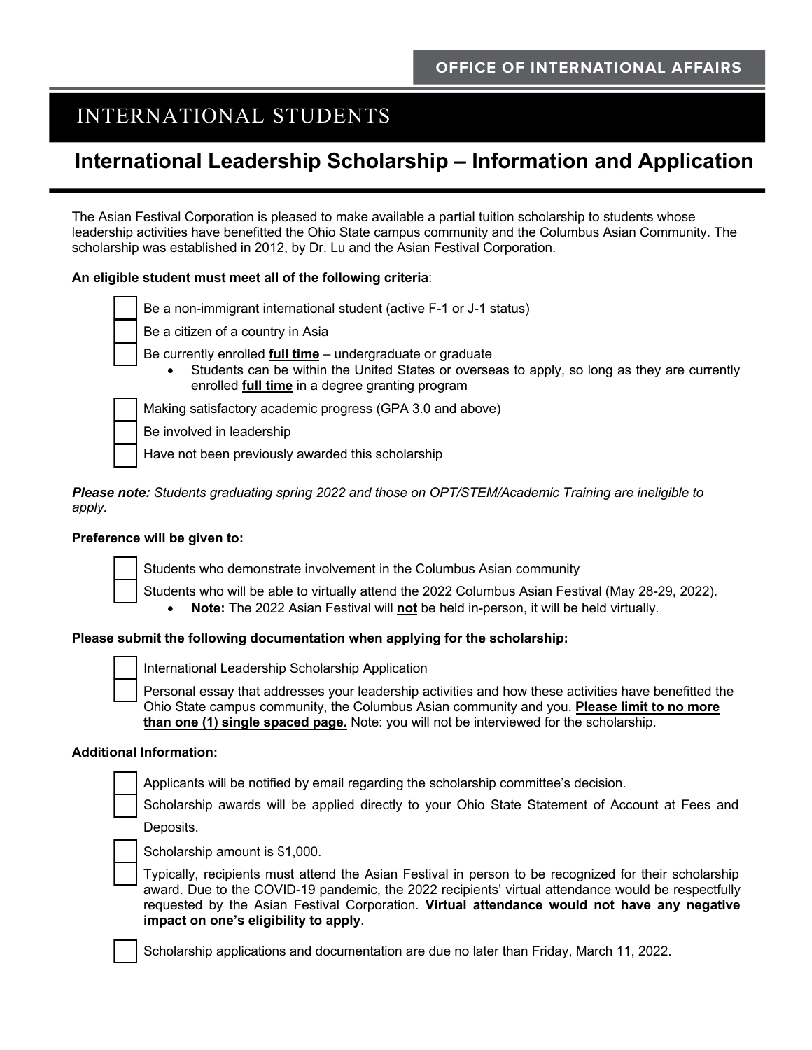OFFICE OF INTERNATIONAL AFFAIRS

# INTERNATIONAL STUDENTS

## International Leadership Scholarship – Information and Application

The Asian Festival Corporation is pleased to make available a partial tuition scholarship to students whose leadership activities have benefitted the Ohio State campus community and the Columbus Asian Community. The scholarship was established in 2012, by Dr. Lu and the Asian Festival Corporation.

**An eligible student must meet all of the following criteria**:

- [ ] Be a non-immigrant international student (active F-1 or J-1 status)
- [ ] Be a citizen of a country in Asia
- [ ] Be currently enrolled **full time** – undergraduate or graduate
    - Students can be within the United States or overseas to apply, so long as they are currently enrolled **full time** in a degree granting program
- [ ] Making satisfactory academic progress (GPA 3.0 and above)
- [ ] Be involved in leadership
- [ ] Have not been previously awarded this scholarship

***Please note:*** *Students graduating spring 2022 and those on OPT/STEM/Academic Training are ineligible to apply.*

**Preference will be given to:**

- [ ] Students who demonstrate involvement in the Columbus Asian community
- [ ] Students who will be able to virtually attend the 2022 Columbus Asian Festival (May 28-29, 2022).
    - **Note:** The 2022 Asian Festival will **not** be held in-person, it will be held virtually.

**Please submit the following documentation when applying for the scholarship:**

- [ ] International Leadership Scholarship Application
- [ ] Personal essay that addresses your leadership activities and how these activities have benefitted the Ohio State campus community, the Columbus Asian community and you. **Please limit to no more than one (1) single spaced page.** Note: you will not be interviewed for the scholarship.

**Additional Information:**

- [ ] Applicants will be notified by email regarding the scholarship committee's decision.
- [ ] Scholarship awards will be applied directly to your Ohio State Statement of Account at Fees and Deposits.
- [ ] Scholarship amount is $1,000.
- [ ] Typically, recipients must attend the Asian Festival in person to be recognized for their scholarship award. Due to the COVID-19 pandemic, the 2022 recipients' virtual attendance would be respectfully requested by the Asian Festival Corporation. **Virtual attendance would not have any negative impact on one's eligibility to apply**.
- [ ] Scholarship applications and documentation are due no later than Friday, March 11, 2022.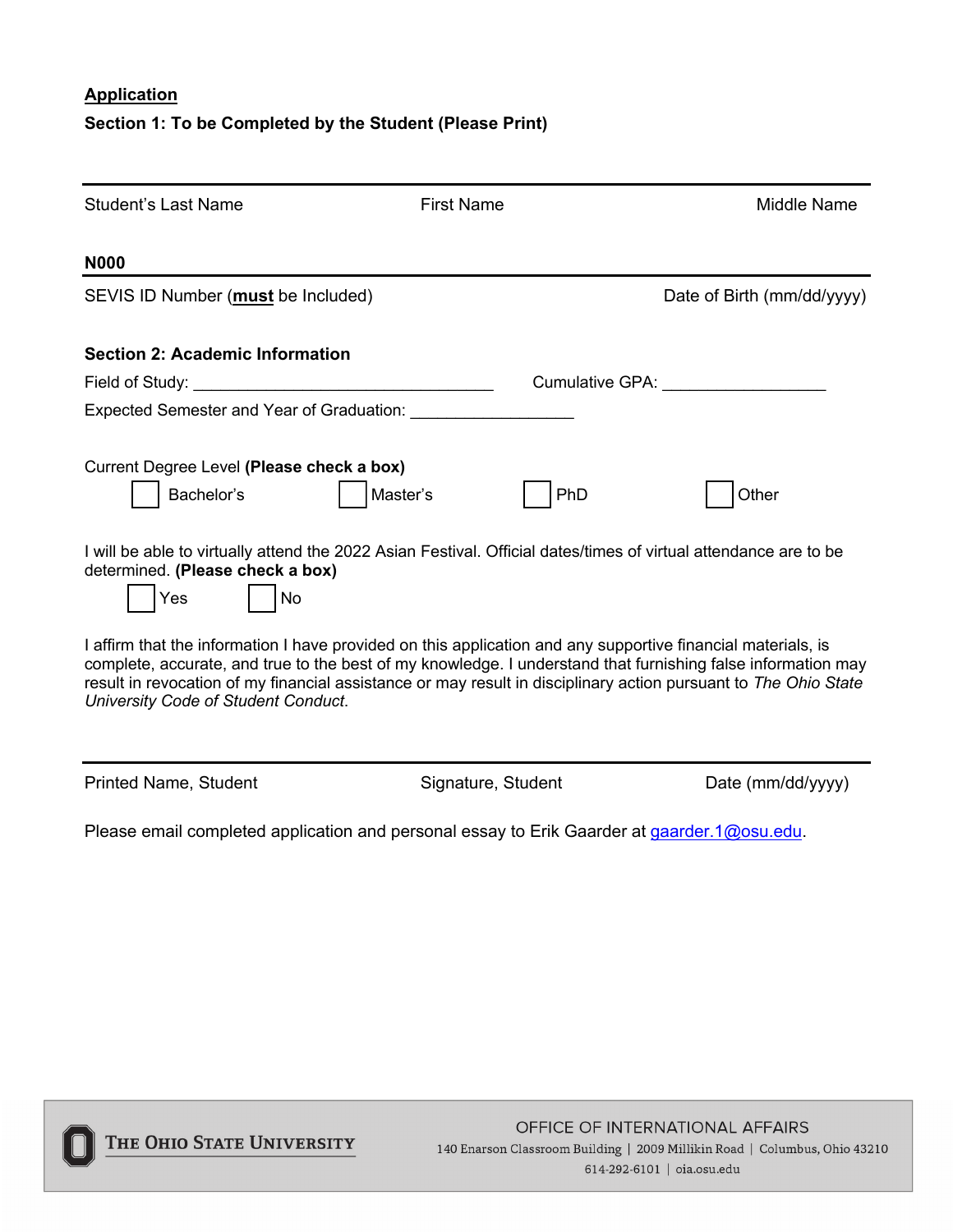**Application**

**Section 1: To be Completed by the Student (Please Print)**

---

Student's Last Name First Name Middle Name

**N000**

---

SEVIS ID Number (**must** be Included) Date of Birth (mm/dd/yyyy)

**Section 2: Academic Information**

Field of Study: ________________________________ Cumulative GPA: _________________

Expected Semester and Year of Graduation: _________________

Current Degree Level **(Please check a box)**

☐ Bachelor's ☐ Master's ☐ PhD ☐ Other

I will be able to virtually attend the 2022 Asian Festival. Official dates/times of virtual attendance are to be determined. **(Please check a box)**

☐ Yes ☐ No

I affirm that the information I have provided on this application and any supportive financial materials, is complete, accurate, and true to the best of my knowledge. I understand that furnishing false information may result in revocation of my financial assistance or may result in disciplinary action pursuant to *The Ohio State University Code of Student Conduct*.

---

Printed Name, Student Signature, Student Date (mm/dd/yyyy)

Please email completed application and personal essay to Erik Gaarder at gaarder.1@osu.edu.